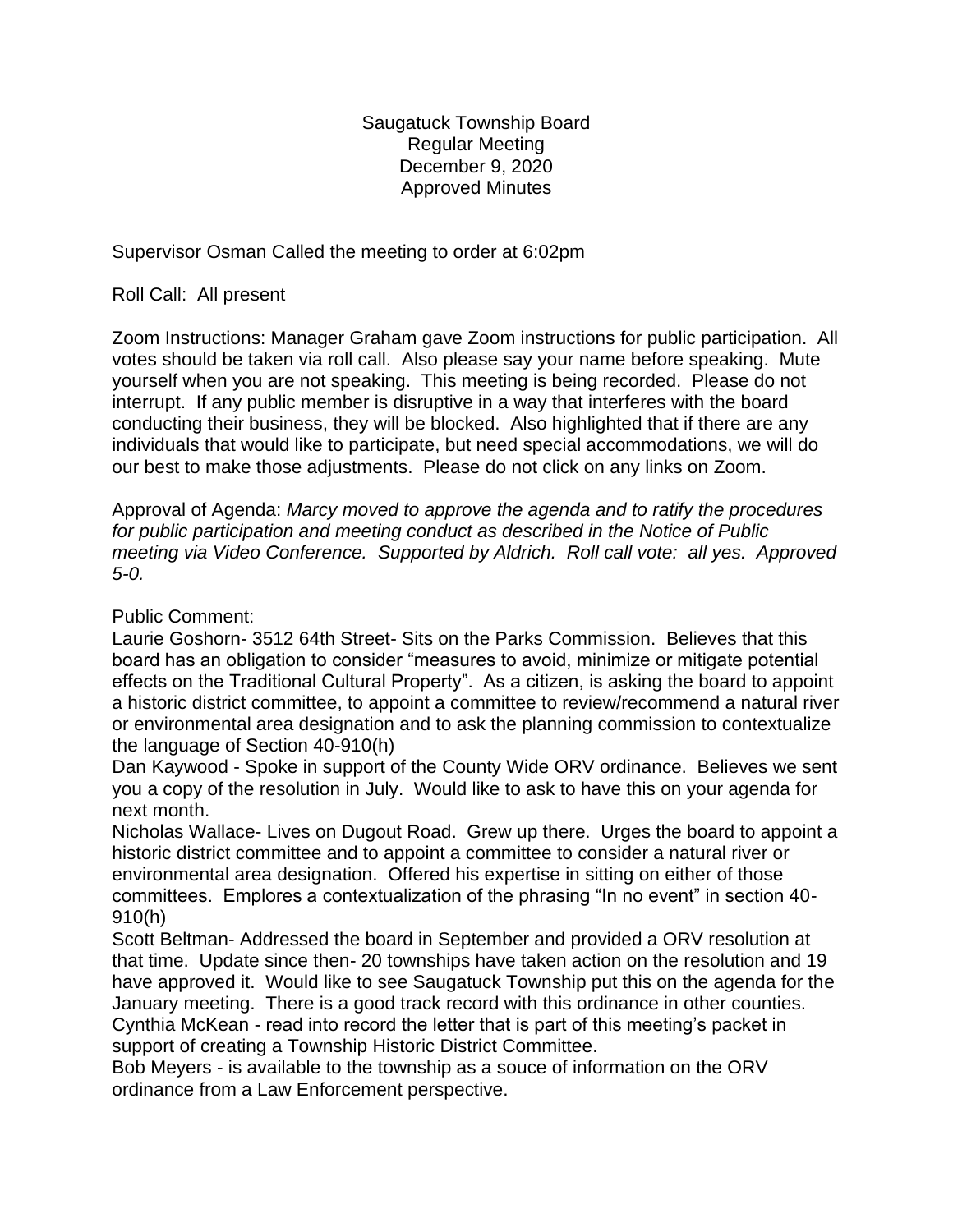Saugatuck Township Board
Regular Meeting
December 9, 2020
Approved Minutes

Supervisor Osman Called the meeting to order at 6:02pm

Roll Call: All present

Zoom Instructions: Manager Graham gave Zoom instructions for public participation. All votes should be taken via roll call. Also please say your name before speaking. Mute yourself when you are not speaking. This meeting is being recorded. Please do not interrupt. If any public member is disruptive in a way that interferes with the board conducting their business, they will be blocked. Also highlighted that if there are any individuals that would like to participate, but need special accommodations, we will do our best to make those adjustments. Please do not click on any links on Zoom.

Approval of Agenda: *Marcy moved to approve the agenda and to ratify the procedures for public participation and meeting conduct as described in the Notice of Public meeting via Video Conference. Supported by Aldrich. Roll call vote: all yes. Approved 5-0.*

Public Comment:
Laurie Goshorn- 3512 64th Street- Sits on the Parks Commission. Believes that this board has an obligation to consider "measures to avoid, minimize or mitigate potential effects on the Traditional Cultural Property". As a citizen, is asking the board to appoint a historic district committee, to appoint a committee to review/recommend a natural river or environmental area designation and to ask the planning commission to contextualize the language of Section 40-910(h)
Dan Kaywood - Spoke in support of the County Wide ORV ordinance. Believes we sent you a copy of the resolution in July. Would like to ask to have this on your agenda for next month.
Nicholas Wallace- Lives on Dugout Road. Grew up there. Urges the board to appoint a historic district committee and to appoint a committee to consider a natural river or environmental area designation. Offered his expertise in sitting on either of those committees. Emplores a contextualization of the phrasing "In no event" in section 40-910(h)
Scott Beltman- Addressed the board in September and provided a ORV resolution at that time. Update since then- 20 townships have taken action on the resolution and 19 have approved it. Would like to see Saugatuck Township put this on the agenda for the January meeting. There is a good track record with this ordinance in other counties.
Cynthia McKean - read into record the letter that is part of this meeting's packet in support of creating a Township Historic District Committee.
Bob Meyers - is available to the township as a souce of information on the ORV ordinance from a Law Enforcement perspective.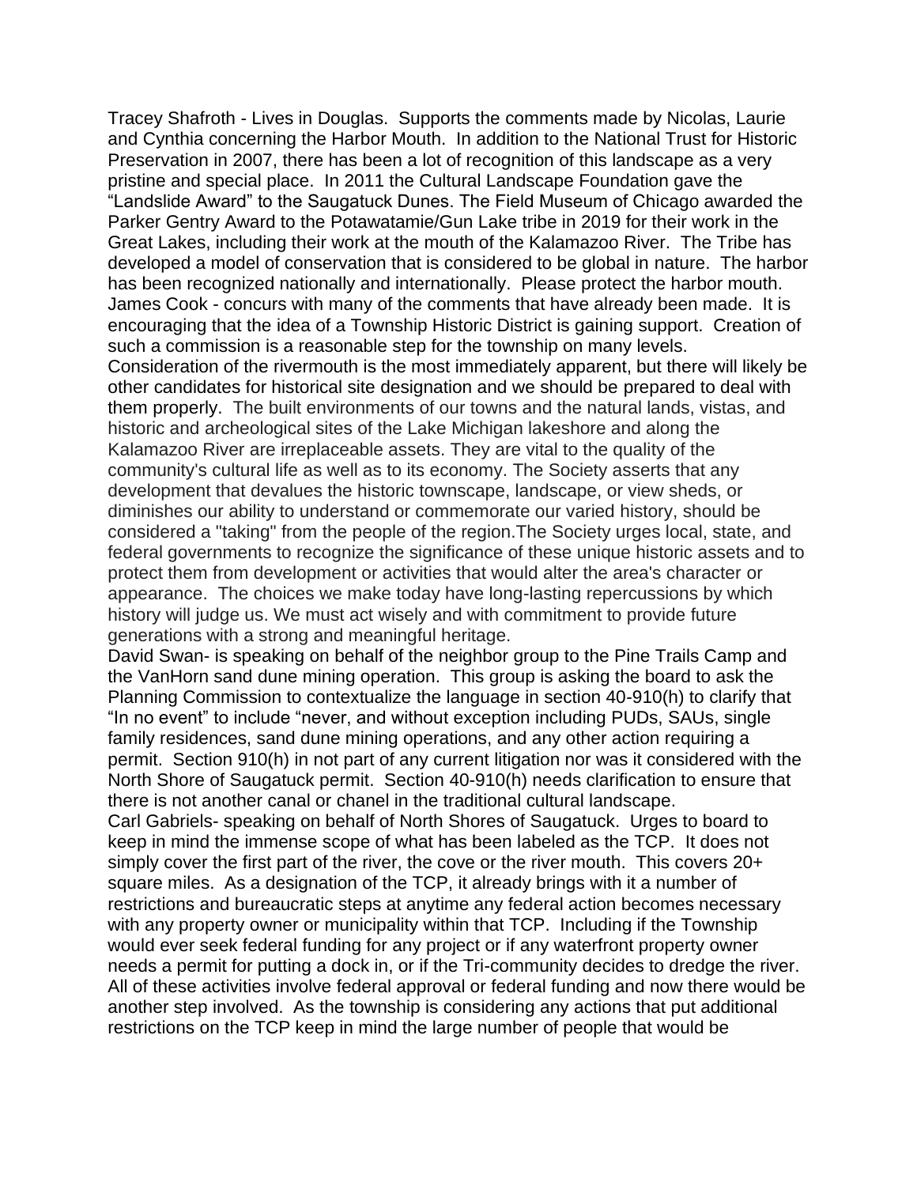Tracey Shafroth - Lives in Douglas. Supports the comments made by Nicolas, Laurie and Cynthia concerning the Harbor Mouth. In addition to the National Trust for Historic Preservation in 2007, there has been a lot of recognition of this landscape as a very pristine and special place. In 2011 the Cultural Landscape Foundation gave the "Landslide Award" to the Saugatuck Dunes. The Field Museum of Chicago awarded the Parker Gentry Award to the Potawatamie/Gun Lake tribe in 2019 for their work in the Great Lakes, including their work at the mouth of the Kalamazoo River. The Tribe has developed a model of conservation that is considered to be global in nature. The harbor has been recognized nationally and internationally. Please protect the harbor mouth.

James Cook - concurs with many of the comments that have already been made. It is encouraging that the idea of a Township Historic District is gaining support. Creation of such a commission is a reasonable step for the township on many levels. Consideration of the rivermouth is the most immediately apparent, but there will likely be other candidates for historical site designation and we should be prepared to deal with them properly. The built environments of our towns and the natural lands, vistas, and historic and archeological sites of the Lake Michigan lakeshore and along the Kalamazoo River are irreplaceable assets. They are vital to the quality of the community's cultural life as well as to its economy. The Society asserts that any development that devalues the historic townscape, landscape, or view sheds, or diminishes our ability to understand or commemorate our varied history, should be considered a "taking" from the people of the region.The Society urges local, state, and federal governments to recognize the significance of these unique historic assets and to protect them from development or activities that would alter the area's character or appearance. The choices we make today have long-lasting repercussions by which history will judge us. We must act wisely and with commitment to provide future generations with a strong and meaningful heritage.

David Swan- is speaking on behalf of the neighbor group to the Pine Trails Camp and the VanHorn sand dune mining operation. This group is asking the board to ask the Planning Commission to contextualize the language in section 40-910(h) to clarify that "In no event" to include "never, and without exception including PUDs, SAUs, single family residences, sand dune mining operations, and any other action requiring a permit. Section 910(h) in not part of any current litigation nor was it considered with the North Shore of Saugatuck permit. Section 40-910(h) needs clarification to ensure that there is not another canal or chanel in the traditional cultural landscape.

Carl Gabriels- speaking on behalf of North Shores of Saugatuck. Urges to board to keep in mind the immense scope of what has been labeled as the TCP. It does not simply cover the first part of the river, the cove or the river mouth. This covers 20+ square miles. As a designation of the TCP, it already brings with it a number of restrictions and bureaucratic steps at anytime any federal action becomes necessary with any property owner or municipality within that TCP. Including if the Township would ever seek federal funding for any project or if any waterfront property owner needs a permit for putting a dock in, or if the Tri-community decides to dredge the river. All of these activities involve federal approval or federal funding and now there would be another step involved. As the township is considering any actions that put additional restrictions on the TCP keep in mind the large number of people that would be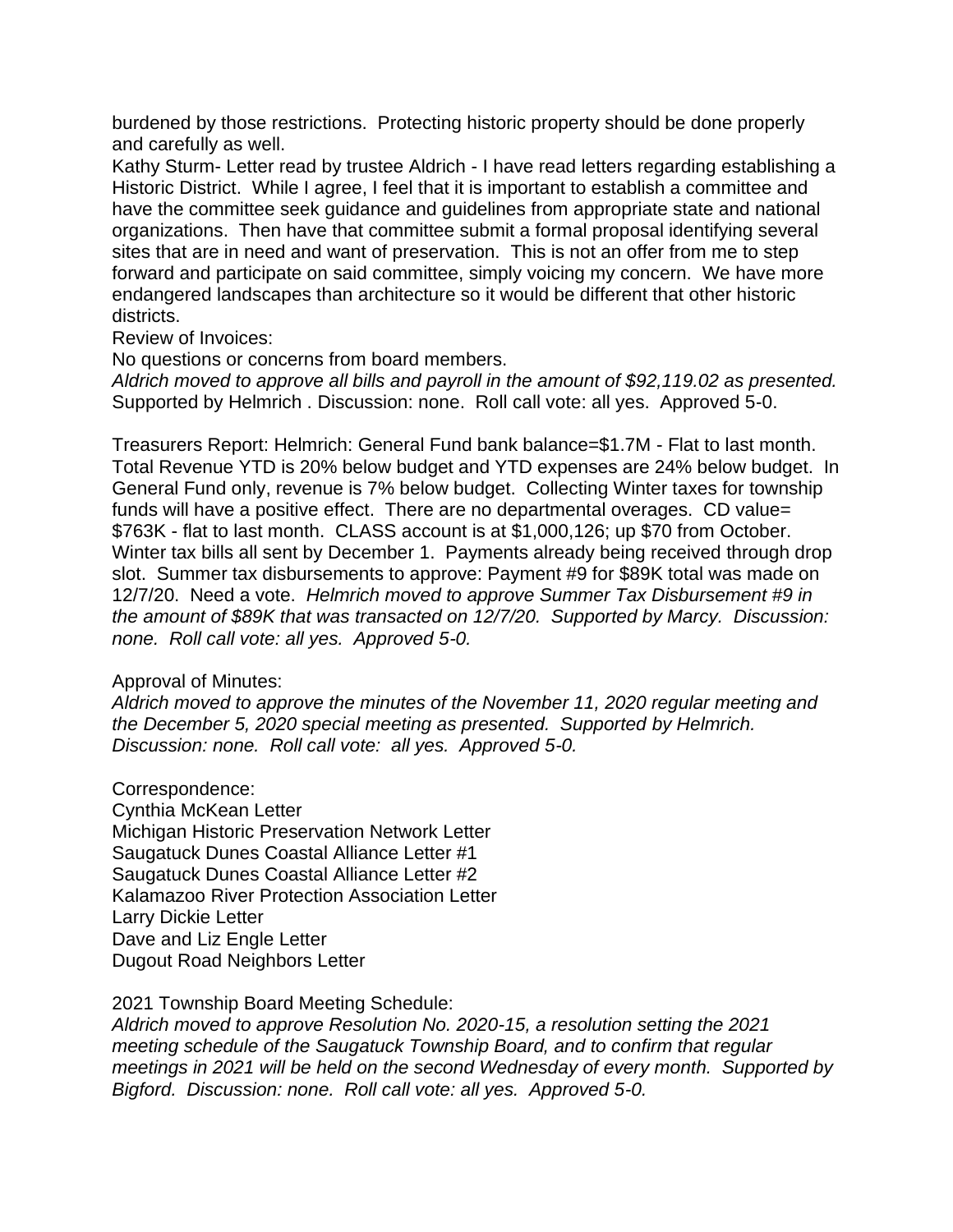burdened by those restrictions. Protecting historic property should be done properly and carefully as well.

Kathy Sturm- Letter read by trustee Aldrich - I have read letters regarding establishing a Historic District. While I agree, I feel that it is important to establish a committee and have the committee seek guidance and guidelines from appropriate state and national organizations. Then have that committee submit a formal proposal identifying several sites that are in need and want of preservation. This is not an offer from me to step forward and participate on said committee, simply voicing my concern. We have more endangered landscapes than architecture so it would be different that other historic districts.

Review of Invoices:

No questions or concerns from board members.

*Aldrich moved to approve all bills and payroll in the amount of $92,119.02 as presented.* Supported by Helmrich . Discussion: none. Roll call vote: all yes. Approved 5-0.

Treasurers Report: Helmrich: General Fund bank balance=$1.7M - Flat to last month. Total Revenue YTD is 20% below budget and YTD expenses are 24% below budget. In General Fund only, revenue is 7% below budget. Collecting Winter taxes for township funds will have a positive effect. There are no departmental overages. CD value= $763K - flat to last month. CLASS account is at $1,000,126; up $70 from October. Winter tax bills all sent by December 1. Payments already being received through drop slot. Summer tax disbursements to approve: Payment #9 for $89K total was made on 12/7/20. Need a vote. *Helmrich moved to approve Summer Tax Disbursement #9 in the amount of $89K that was transacted on 12/7/20. Supported by Marcy. Discussion: none. Roll call vote: all yes. Approved 5-0.*

Approval of Minutes:

*Aldrich moved to approve the minutes of the November 11, 2020 regular meeting and the December 5, 2020 special meeting as presented. Supported by Helmrich. Discussion: none. Roll call vote: all yes. Approved 5-0.*

Correspondence:

Cynthia McKean Letter
Michigan Historic Preservation Network Letter
Saugatuck Dunes Coastal Alliance Letter #1
Saugatuck Dunes Coastal Alliance Letter #2
Kalamazoo River Protection Association Letter
Larry Dickie Letter
Dave and Liz Engle Letter
Dugout Road Neighbors Letter

2021 Township Board Meeting Schedule:

*Aldrich moved to approve Resolution No. 2020-15, a resolution setting the 2021 meeting schedule of the Saugatuck Township Board, and to confirm that regular meetings in 2021 will be held on the second Wednesday of every month. Supported by Bigford. Discussion: none. Roll call vote: all yes. Approved 5-0.*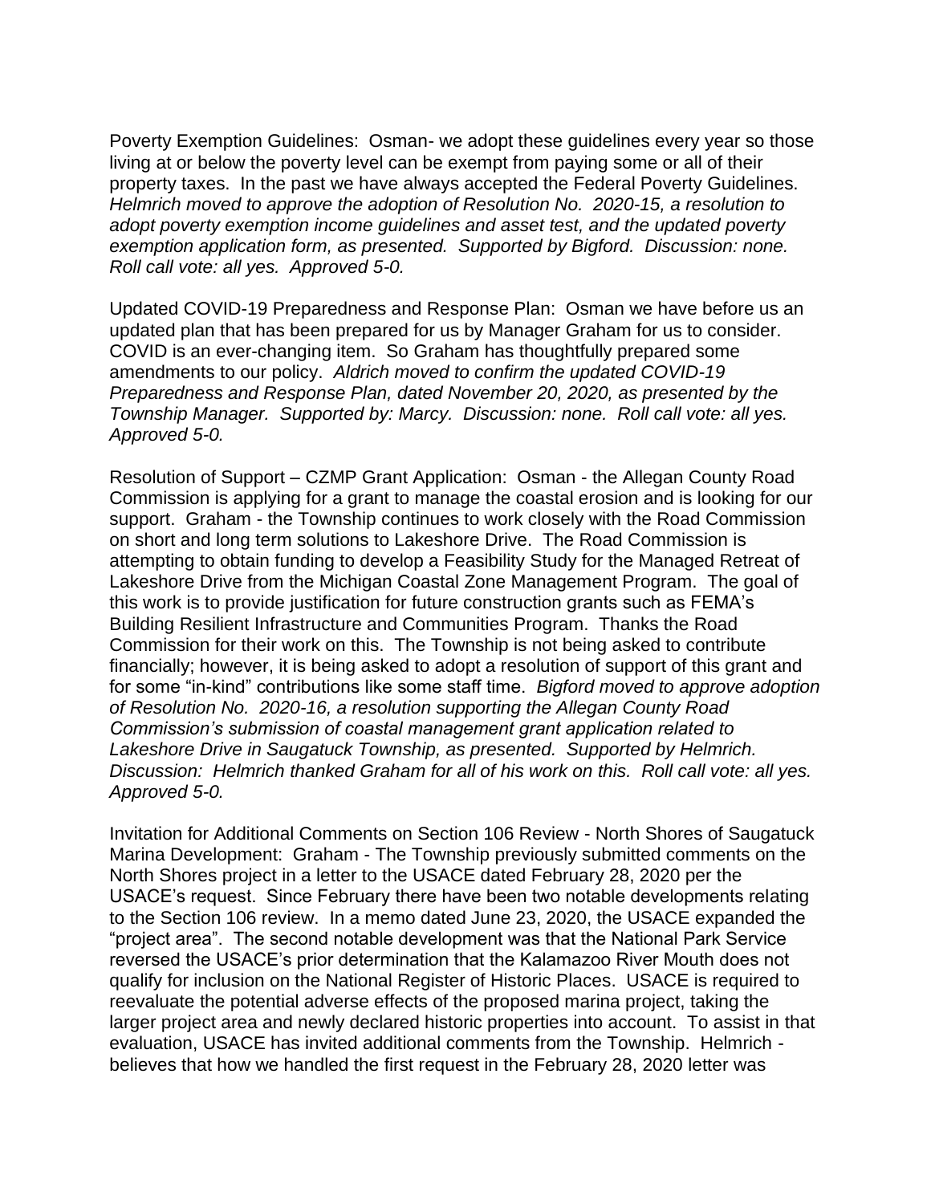Poverty Exemption Guidelines: Osman- we adopt these guidelines every year so those living at or below the poverty level can be exempt from paying some or all of their property taxes. In the past we have always accepted the Federal Poverty Guidelines. *Helmrich moved to approve the adoption of Resolution No. 2020-15, a resolution to adopt poverty exemption income guidelines and asset test, and the updated poverty exemption application form, as presented. Supported by Bigford. Discussion: none. Roll call vote: all yes. Approved 5-0.*

Updated COVID-19 Preparedness and Response Plan: Osman we have before us an updated plan that has been prepared for us by Manager Graham for us to consider. COVID is an ever-changing item. So Graham has thoughtfully prepared some amendments to our policy. *Aldrich moved to confirm the updated COVID-19 Preparedness and Response Plan, dated November 20, 2020, as presented by the Township Manager. Supported by: Marcy. Discussion: none. Roll call vote: all yes. Approved 5-0.*

Resolution of Support – CZMP Grant Application: Osman - the Allegan County Road Commission is applying for a grant to manage the coastal erosion and is looking for our support. Graham - the Township continues to work closely with the Road Commission on short and long term solutions to Lakeshore Drive. The Road Commission is attempting to obtain funding to develop a Feasibility Study for the Managed Retreat of Lakeshore Drive from the Michigan Coastal Zone Management Program. The goal of this work is to provide justification for future construction grants such as FEMA's Building Resilient Infrastructure and Communities Program. Thanks the Road Commission for their work on this. The Township is not being asked to contribute financially; however, it is being asked to adopt a resolution of support of this grant and for some "in-kind" contributions like some staff time. *Bigford moved to approve adoption of Resolution No. 2020-16, a resolution supporting the Allegan County Road Commission's submission of coastal management grant application related to Lakeshore Drive in Saugatuck Township, as presented. Supported by Helmrich. Discussion: Helmrich thanked Graham for all of his work on this. Roll call vote: all yes. Approved 5-0.*

Invitation for Additional Comments on Section 106 Review - North Shores of Saugatuck Marina Development: Graham - The Township previously submitted comments on the North Shores project in a letter to the USACE dated February 28, 2020 per the USACE's request. Since February there have been two notable developments relating to the Section 106 review. In a memo dated June 23, 2020, the USACE expanded the "project area". The second notable development was that the National Park Service reversed the USACE's prior determination that the Kalamazoo River Mouth does not qualify for inclusion on the National Register of Historic Places. USACE is required to reevaluate the potential adverse effects of the proposed marina project, taking the larger project area and newly declared historic properties into account. To assist in that evaluation, USACE has invited additional comments from the Township. Helmrich - believes that how we handled the first request in the February 28, 2020 letter was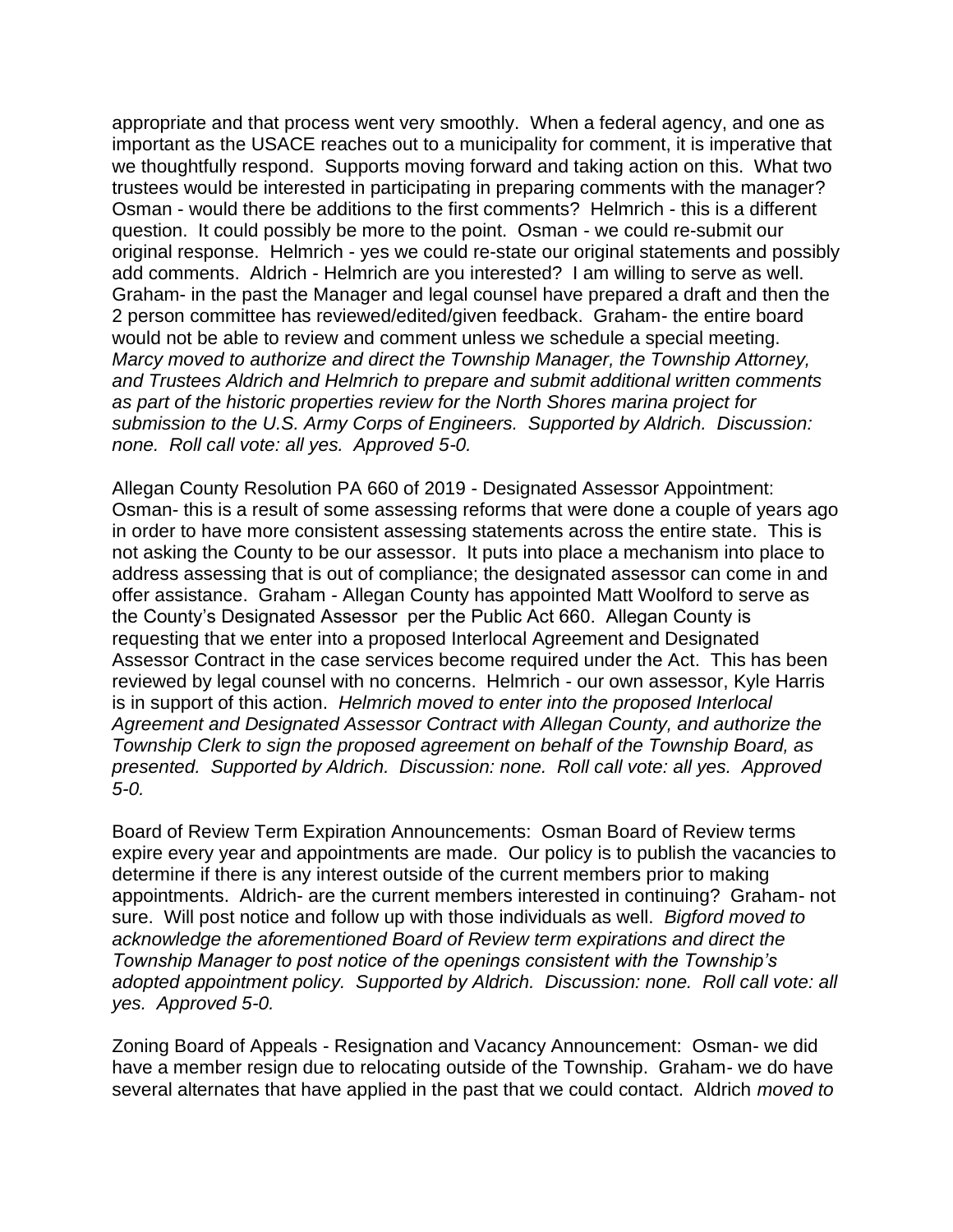appropriate and that process went very smoothly. When a federal agency, and one as important as the USACE reaches out to a municipality for comment, it is imperative that we thoughtfully respond. Supports moving forward and taking action on this. What two trustees would be interested in participating in preparing comments with the manager? Osman - would there be additions to the first comments? Helmrich - this is a different question. It could possibly be more to the point. Osman - we could re-submit our original response. Helmrich - yes we could re-state our original statements and possibly add comments. Aldrich - Helmrich are you interested? I am willing to serve as well. Graham- in the past the Manager and legal counsel have prepared a draft and then the 2 person committee has reviewed/edited/given feedback. Graham- the entire board would not be able to review and comment unless we schedule a special meeting. *Marcy moved to authorize and direct the Township Manager, the Township Attorney, and Trustees Aldrich and Helmrich to prepare and submit additional written comments as part of the historic properties review for the North Shores marina project for submission to the U.S. Army Corps of Engineers. Supported by Aldrich. Discussion: none. Roll call vote: all yes. Approved 5-0.*

Allegan County Resolution PA 660 of 2019 - Designated Assessor Appointment: Osman- this is a result of some assessing reforms that were done a couple of years ago in order to have more consistent assessing statements across the entire state. This is not asking the County to be our assessor. It puts into place a mechanism into place to address assessing that is out of compliance; the designated assessor can come in and offer assistance. Graham - Allegan County has appointed Matt Woolford to serve as the County's Designated Assessor per the Public Act 660. Allegan County is requesting that we enter into a proposed Interlocal Agreement and Designated Assessor Contract in the case services become required under the Act. This has been reviewed by legal counsel with no concerns. Helmrich - our own assessor, Kyle Harris is in support of this action. *Helmrich moved to enter into the proposed Interlocal Agreement and Designated Assessor Contract with Allegan County, and authorize the Township Clerk to sign the proposed agreement on behalf of the Township Board, as presented. Supported by Aldrich. Discussion: none. Roll call vote: all yes. Approved 5-0.*

Board of Review Term Expiration Announcements: Osman Board of Review terms expire every year and appointments are made. Our policy is to publish the vacancies to determine if there is any interest outside of the current members prior to making appointments. Aldrich- are the current members interested in continuing? Graham- not sure. Will post notice and follow up with those individuals as well. *Bigford moved to acknowledge the aforementioned Board of Review term expirations and direct the Township Manager to post notice of the openings consistent with the Township's adopted appointment policy. Supported by Aldrich. Discussion: none. Roll call vote: all yes. Approved 5-0.*

Zoning Board of Appeals - Resignation and Vacancy Announcement: Osman- we did have a member resign due to relocating outside of the Township. Graham- we do have several alternates that have applied in the past that we could contact. Aldrich *moved to*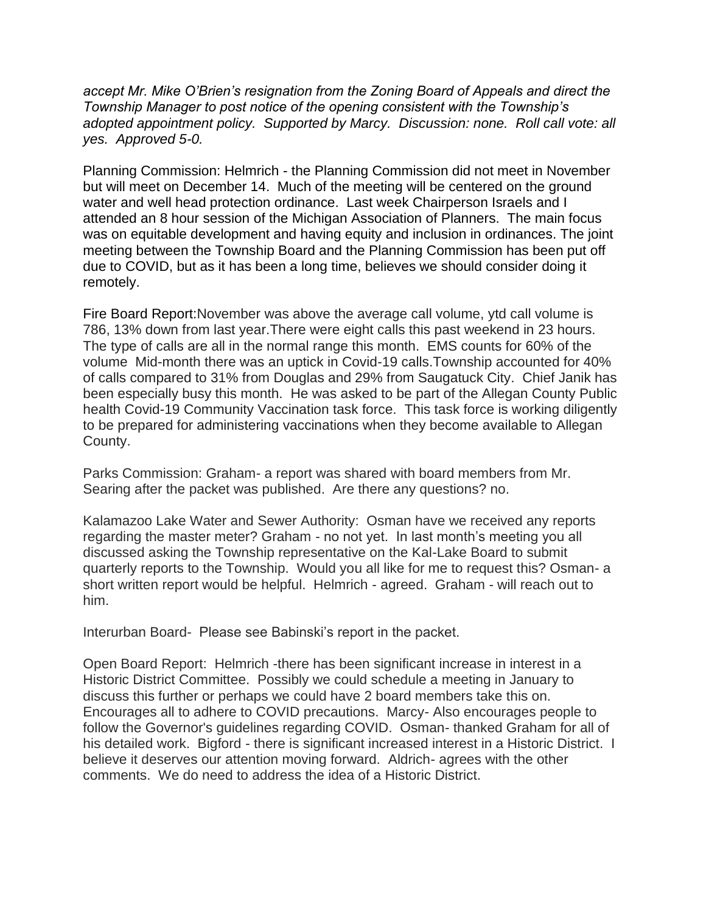*accept Mr. Mike O'Brien's resignation from the Zoning Board of Appeals and direct the Township Manager to post notice of the opening consistent with the Township's adopted appointment policy. Supported by Marcy. Discussion: none. Roll call vote: all yes. Approved 5-0.*

Planning Commission: Helmrich - the Planning Commission did not meet in November but will meet on December 14. Much of the meeting will be centered on the ground water and well head protection ordinance. Last week Chairperson Israels and I attended an 8 hour session of the Michigan Association of Planners. The main focus was on equitable development and having equity and inclusion in ordinances. The joint meeting between the Township Board and the Planning Commission has been put off due to COVID, but as it has been a long time, believes we should consider doing it remotely.

Fire Board Report:November was above the average call volume, ytd call volume is 786, 13% down from last year.There were eight calls this past weekend in 23 hours. The type of calls are all in the normal range this month. EMS counts for 60% of the volume Mid-month there was an uptick in Covid-19 calls.Township accounted for 40% of calls compared to 31% from Douglas and 29% from Saugatuck City. Chief Janik has been especially busy this month. He was asked to be part of the Allegan County Public health Covid-19 Community Vaccination task force. This task force is working diligently to be prepared for administering vaccinations when they become available to Allegan County.

Parks Commission: Graham- a report was shared with board members from Mr. Searing after the packet was published. Are there any questions? no.

Kalamazoo Lake Water and Sewer Authority: Osman have we received any reports regarding the master meter? Graham - no not yet. In last month's meeting you all discussed asking the Township representative on the Kal-Lake Board to submit quarterly reports to the Township. Would you all like for me to request this? Osman- a short written report would be helpful. Helmrich - agreed. Graham - will reach out to him.

Interurban Board- Please see Babinski's report in the packet.

Open Board Report: Helmrich -there has been significant increase in interest in a Historic District Committee. Possibly we could schedule a meeting in January to discuss this further or perhaps we could have 2 board members take this on. Encourages all to adhere to COVID precautions. Marcy- Also encourages people to follow the Governor's guidelines regarding COVID. Osman- thanked Graham for all of his detailed work. Bigford - there is significant increased interest in a Historic District. I believe it deserves our attention moving forward. Aldrich- agrees with the other comments. We do need to address the idea of a Historic District.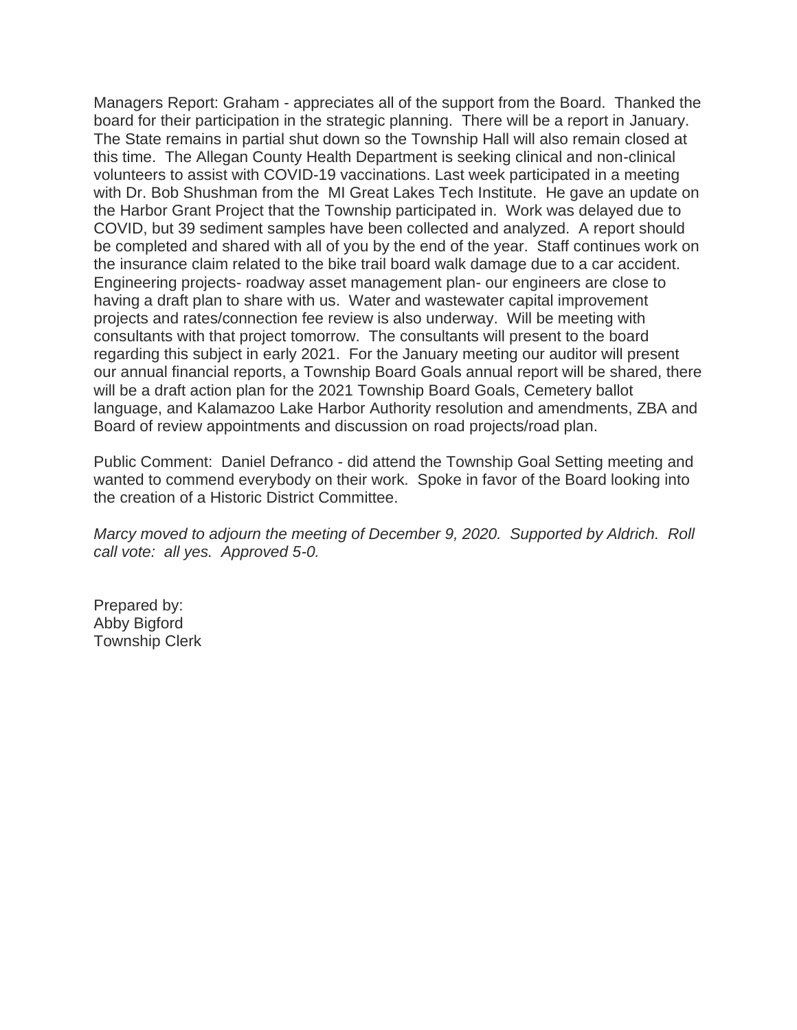Managers Report: Graham - appreciates all of the support from the Board. Thanked the board for their participation in the strategic planning. There will be a report in January. The State remains in partial shut down so the Township Hall will also remain closed at this time. The Allegan County Health Department is seeking clinical and non-clinical volunteers to assist with COVID-19 vaccinations. Last week participated in a meeting with Dr. Bob Shushman from the MI Great Lakes Tech Institute. He gave an update on the Harbor Grant Project that the Township participated in. Work was delayed due to COVID, but 39 sediment samples have been collected and analyzed. A report should be completed and shared with all of you by the end of the year. Staff continues work on the insurance claim related to the bike trail board walk damage due to a car accident. Engineering projects- roadway asset management plan- our engineers are close to having a draft plan to share with us. Water and wastewater capital improvement projects and rates/connection fee review is also underway. Will be meeting with consultants with that project tomorrow. The consultants will present to the board regarding this subject in early 2021. For the January meeting our auditor will present our annual financial reports, a Township Board Goals annual report will be shared, there will be a draft action plan for the 2021 Township Board Goals, Cemetery ballot language, and Kalamazoo Lake Harbor Authority resolution and amendments, ZBA and Board of review appointments and discussion on road projects/road plan.

Public Comment: Daniel Defranco - did attend the Township Goal Setting meeting and wanted to commend everybody on their work. Spoke in favor of the Board looking into the creation of a Historic District Committee.

*Marcy moved to adjourn the meeting of December 9, 2020. Supported by Aldrich. Roll call vote: all yes. Approved 5-0.*

Prepared by:
Abby Bigford
Township Clerk